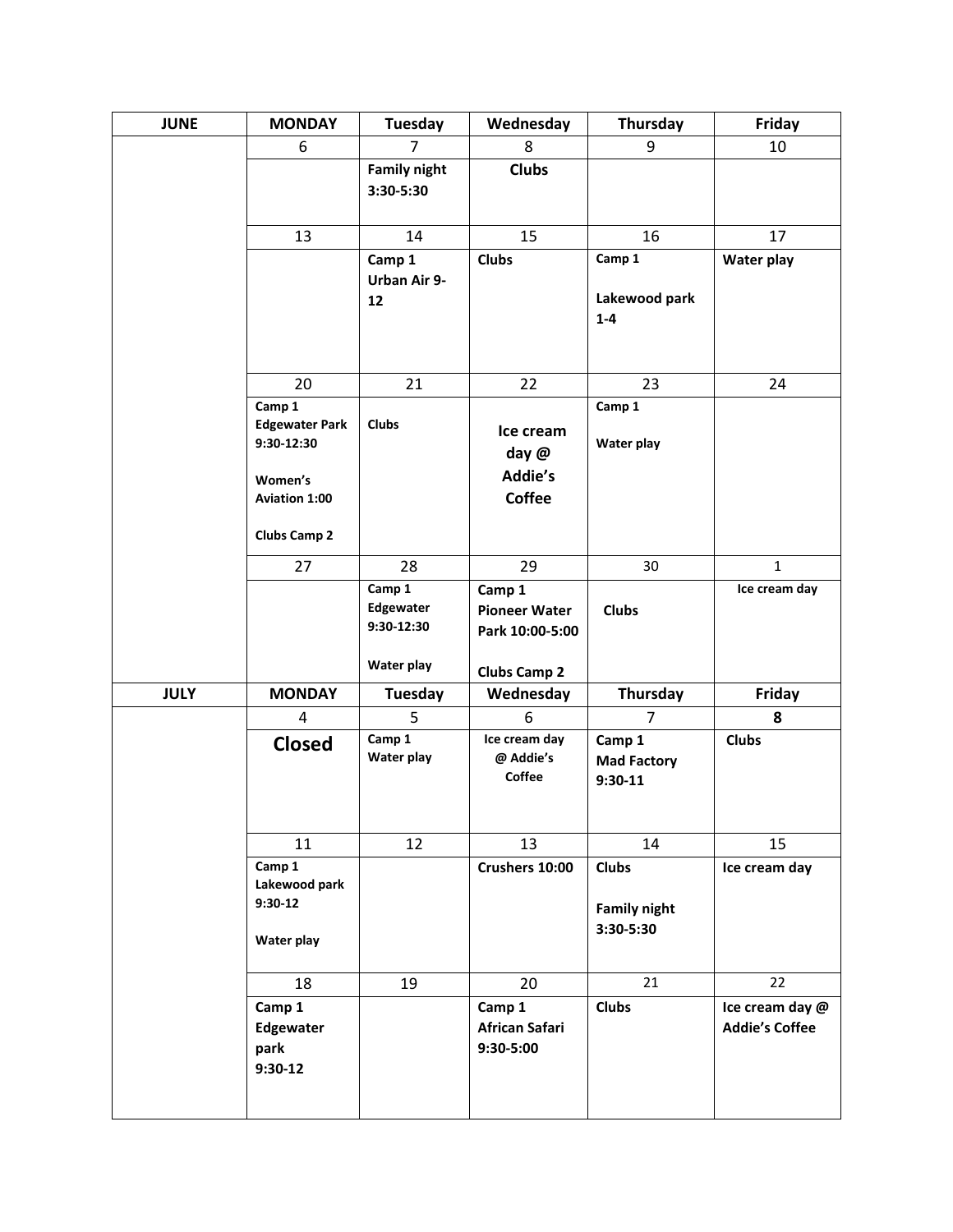| JUNE | MONDAY | Tuesday | Wednesday | Thursday | Friday |
|---|---|---|---|---|---|
| | 6 | 7 | 8 | 9 | 10 |
| | | **Family night 3:30-5:30** | **Clubs** | | |
| | 13 | 14 | 15 | 16 | 17 |
| | | **Camp 1 Urban Air 9-12** | **Clubs** | **Camp 1**<br><br>**Lakewood park 1-4** | **Water play** |
| | 20 | 21 | 22 | 23 | 24 |
| | **Camp 1 Edgewater Park 9:30-12:30**<br><br>**Women's Aviation 1:00**<br><br>**Clubs Camp 2** | **Clubs** | **Ice cream day @ Addie's Coffee** | **Camp 1**<br><br>**Water play** | |
| | 27 | 28 | 29 | 30 | 1 |
| | | **Camp 1 Edgewater 9:30-12:30**<br><br>**Water play** | **Camp 1 Pioneer Water Park 10:00-5:00**<br><br>**Clubs Camp 2** | **Clubs** | **Ice cream day** |
| **JULY** | **MONDAY** | **Tuesday** | **Wednesday** | **Thursday** | **Friday** |
| | 4 | 5 | 6 | 7 | **8** |
| | **Closed** | **Camp 1 Water play** | **Ice cream day @ Addie's Coffee** | **Camp 1 Mad Factory 9:30-11** | **Clubs** |
| | 11 | 12 | 13 | 14 | 15 |
| | **Camp 1 Lakewood park 9:30-12**<br><br>**Water play** | | **Crushers 10:00** | **Clubs**<br><br>**Family night 3:30-5:30** | **Ice cream day** |
| | 18 | 19 | 20 | 21 | 22 |
| | **Camp 1 Edgewater park 9:30-12** | | **Camp 1 African Safari 9:30-5:00** | **Clubs** | **Ice cream day @ Addie's Coffee** |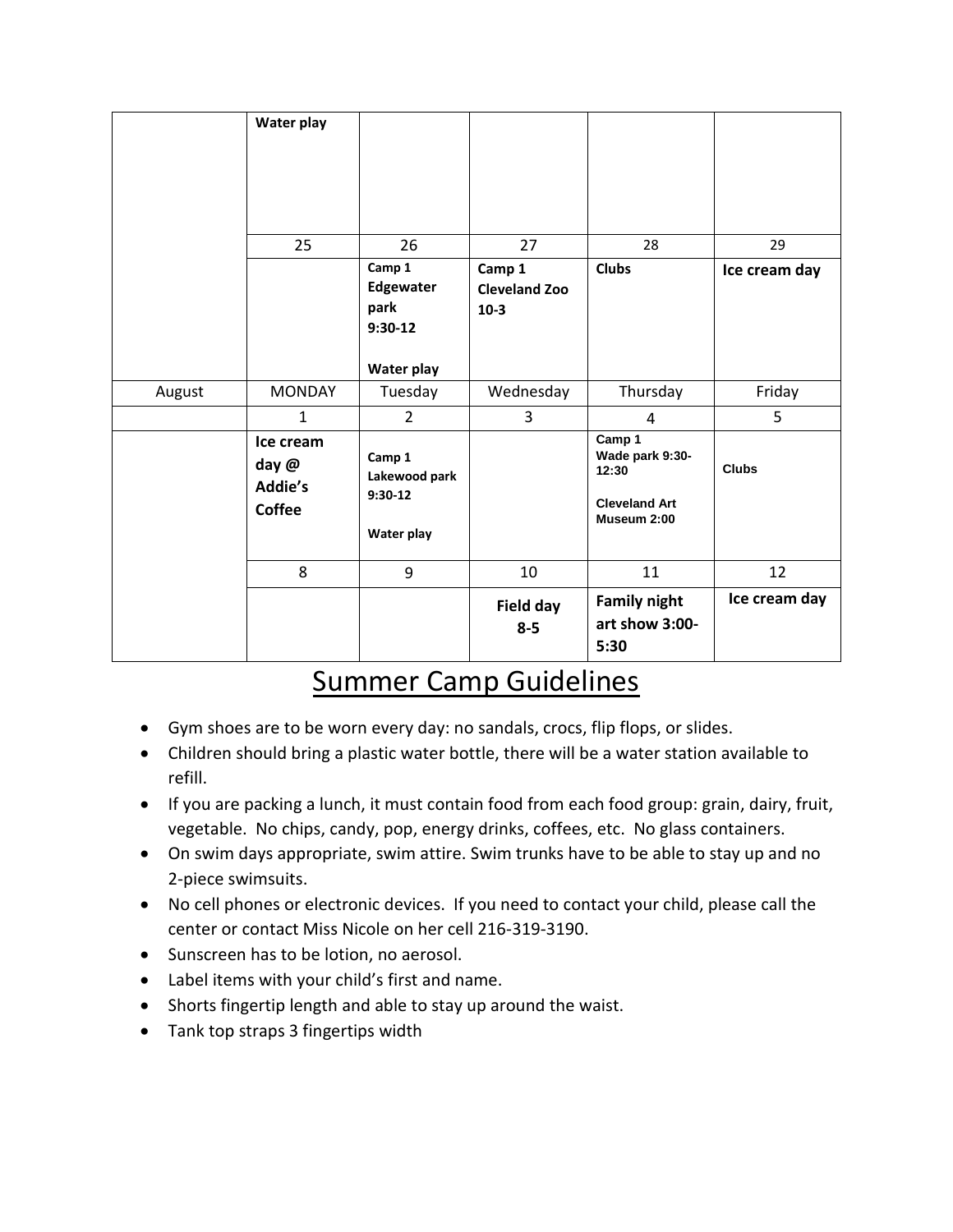| | | | | | |
|---|---|---|---|---|---|
| | **Water play** | | | | |
| | 25 | 26 | 27 | 28 | 29 |
| | | **Camp 1 Edgewater park 9:30-12 Water play** | **Camp 1 Cleveland Zoo 10-3** | **Clubs** | **Ice cream day** |
| August | MONDAY | Tuesday | Wednesday | Thursday | Friday |
| | 1 | 2 | 3 | 4 | 5 |
| | **Ice cream day @ Addie's Coffee** | **Camp 1 Lakewood park 9:30-12 Water play** | | **Camp 1 Wade park 9:30-12:30 Cleveland Art Museum 2:00** | **Clubs** |
| | 8 | 9 | 10 | 11 | 12 |
| | | | **Field day 8-5** | **Family night art show 3:00-5:30** | **Ice cream day** |

# Summer Camp Guidelines

- Gym shoes are to be worn every day: no sandals, crocs, flip flops, or slides.
- Children should bring a plastic water bottle, there will be a water station available to refill.
- If you are packing a lunch, it must contain food from each food group: grain, dairy, fruit, vegetable. No chips, candy, pop, energy drinks, coffees, etc. No glass containers.
- On swim days appropriate, swim attire. Swim trunks have to be able to stay up and no 2-piece swimsuits.
- No cell phones or electronic devices. If you need to contact your child, please call the center or contact Miss Nicole on her cell 216-319-3190.
- Sunscreen has to be lotion, no aerosol.
- Label items with your child's first and name.
- Shorts fingertip length and able to stay up around the waist.
- Tank top straps 3 fingertips width